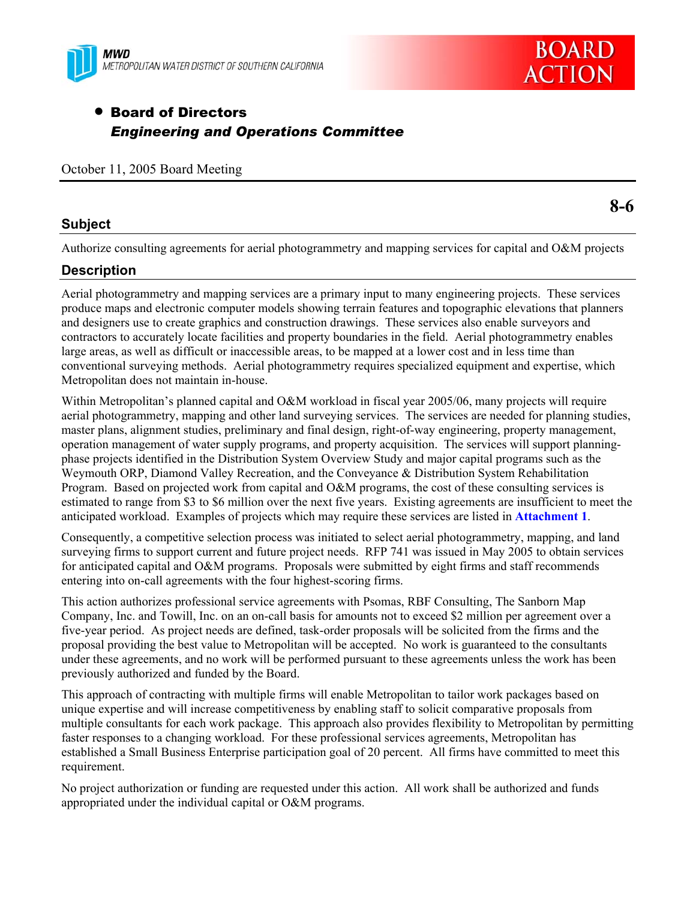MWD
METROPOLITAN WATER DISTRICT OF SOUTHERN CALIFORNIA

BOARD ACTION

- **Board of Directors**
  ***Engineering and Operations Committee***

October 11, 2005 Board Meeting

**8-6**

## Subject

Authorize consulting agreements for aerial photogrammetry and mapping services for capital and O&M projects

## Description

Aerial photogrammetry and mapping services are a primary input to many engineering projects. These services produce maps and electronic computer models showing terrain features and topographic elevations that planners and designers use to create graphics and construction drawings. These services also enable surveyors and contractors to accurately locate facilities and property boundaries in the field. Aerial photogrammetry enables large areas, as well as difficult or inaccessible areas, to be mapped at a lower cost and in less time than conventional surveying methods. Aerial photogrammetry requires specialized equipment and expertise, which Metropolitan does not maintain in-house.

Within Metropolitan's planned capital and O&M workload in fiscal year 2005/06, many projects will require aerial photogrammetry, mapping and other land surveying services. The services are needed for planning studies, master plans, alignment studies, preliminary and final design, right-of-way engineering, property management, operation management of water supply programs, and property acquisition. The services will support planning-phase projects identified in the Distribution System Overview Study and major capital programs such as the Weymouth ORP, Diamond Valley Recreation, and the Conveyance & Distribution System Rehabilitation Program. Based on projected work from capital and O&M programs, the cost of these consulting services is estimated to range from $3 to $6 million over the next five years. Existing agreements are insufficient to meet the anticipated workload. Examples of projects which may require these services are listed in **Attachment 1**.

Consequently, a competitive selection process was initiated to select aerial photogrammetry, mapping, and land surveying firms to support current and future project needs. RFP 741 was issued in May 2005 to obtain services for anticipated capital and O&M programs. Proposals were submitted by eight firms and staff recommends entering into on-call agreements with the four highest-scoring firms.

This action authorizes professional service agreements with Psomas, RBF Consulting, The Sanborn Map Company, Inc. and Towill, Inc. on an on-call basis for amounts not to exceed $2 million per agreement over a five-year period. As project needs are defined, task-order proposals will be solicited from the firms and the proposal providing the best value to Metropolitan will be accepted. No work is guaranteed to the consultants under these agreements, and no work will be performed pursuant to these agreements unless the work has been previously authorized and funded by the Board.

This approach of contracting with multiple firms will enable Metropolitan to tailor work packages based on unique expertise and will increase competitiveness by enabling staff to solicit comparative proposals from multiple consultants for each work package. This approach also provides flexibility to Metropolitan by permitting faster responses to a changing workload. For these professional services agreements, Metropolitan has established a Small Business Enterprise participation goal of 20 percent. All firms have committed to meet this requirement.

No project authorization or funding are requested under this action. All work shall be authorized and funds appropriated under the individual capital or O&M programs.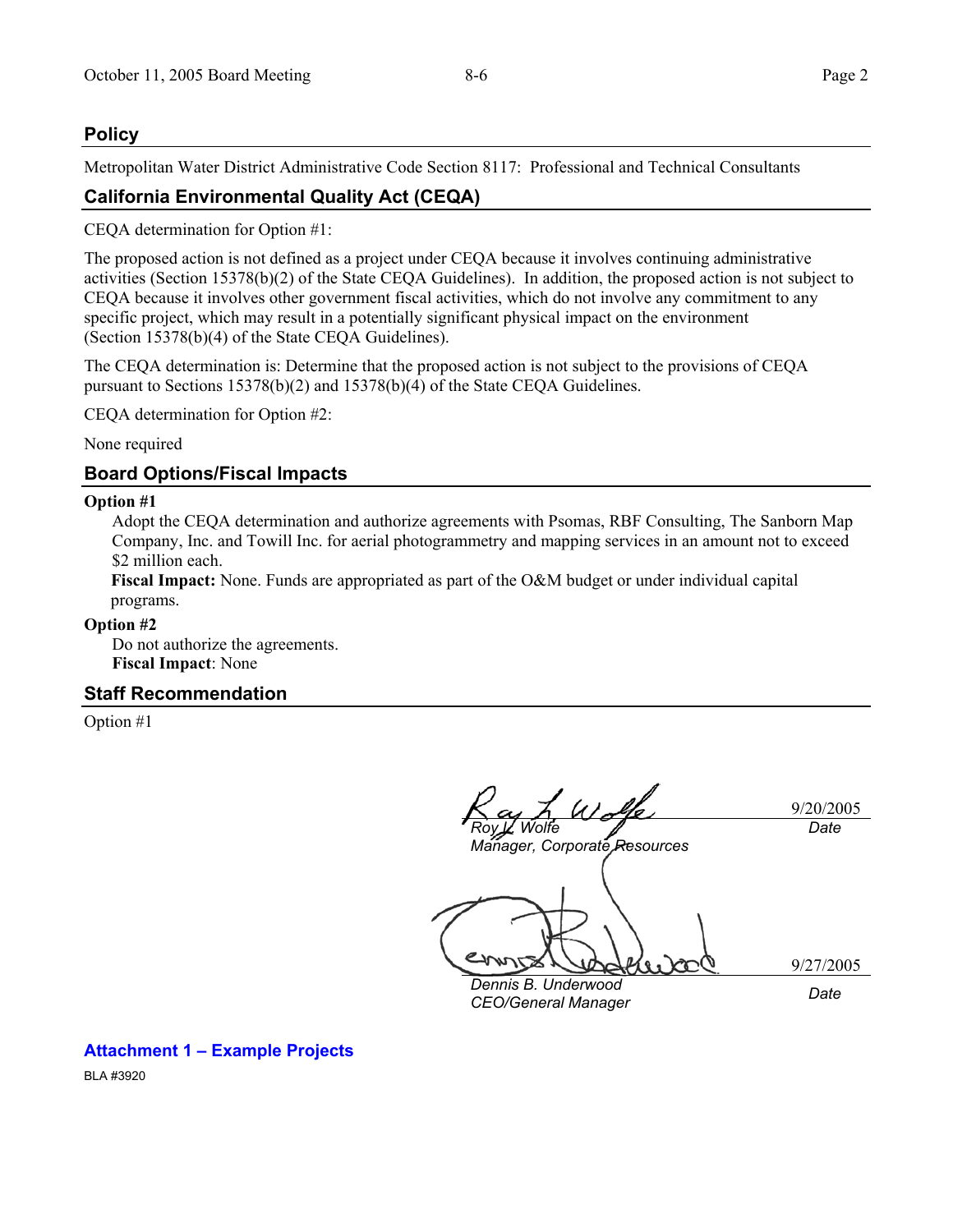## Policy

Metropolitan Water District Administrative Code Section 8117: Professional and Technical Consultants

## California Environmental Quality Act (CEQA)

CEQA determination for Option #1:

The proposed action is not defined as a project under CEQA because it involves continuing administrative activities (Section 15378(b)(2) of the State CEQA Guidelines). In addition, the proposed action is not subject to CEQA because it involves other government fiscal activities, which do not involve any commitment to any specific project, which may result in a potentially significant physical impact on the environment (Section 15378(b)(4) of the State CEQA Guidelines).

The CEQA determination is: Determine that the proposed action is not subject to the provisions of CEQA pursuant to Sections 15378(b)(2) and 15378(b)(4) of the State CEQA Guidelines.

CEQA determination for Option #2:

None required

## Board Options/Fiscal Impacts

**Option #1**

Adopt the CEQA determination and authorize agreements with Psomas, RBF Consulting, The Sanborn Map Company, Inc. and Towill Inc. for aerial photogrammetry and mapping services in an amount not to exceed $2 million each.

**Fiscal Impact:** None. Funds are appropriated as part of the O&M budget or under individual capital programs.

**Option #2**

Do not authorize the agreements.

**Fiscal Impact**: None

## Staff Recommendation

Option #1

| | |
|---|---|
| *Roy L. Wolfe*<br>*Manager, Corporate Resources* | 9/20/2005<br>*Date* |
| *Dennis B. Underwood*<br>*CEO/General Manager* | 9/27/2005<br>*Date* |

**Attachment 1 – Example Projects**

BLA #3920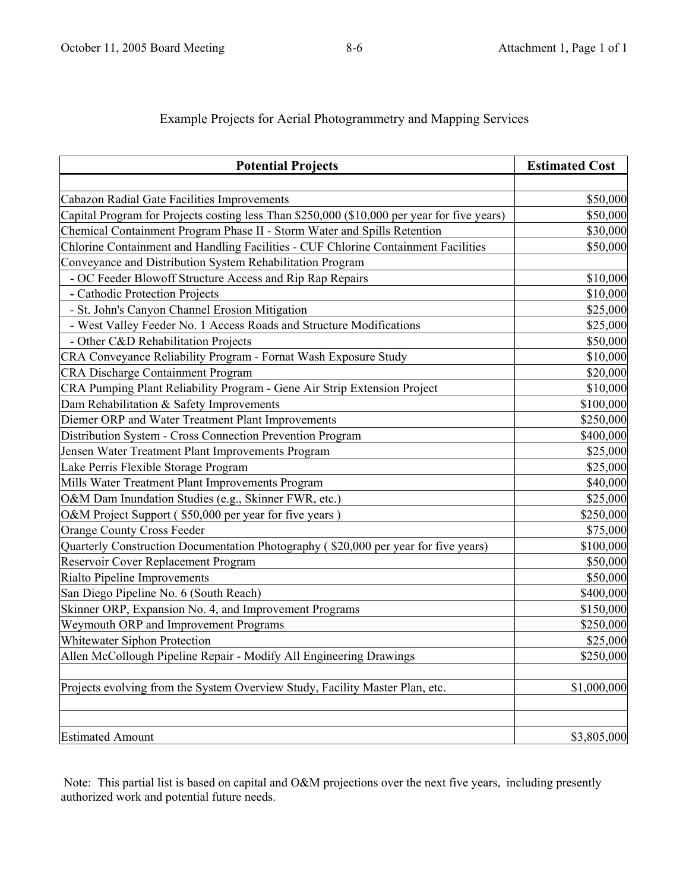Example Projects for Aerial Photogrammetry and Mapping Services

| Potential Projects | Estimated Cost |
| --- | --- |
| | |
| Cabazon Radial Gate Facilities Improvements | $50,000 |
| Capital Program for Projects costing less Than $250,000 ($10,000 per year for five years) | $50,000 |
| Chemical Containment Program Phase II - Storm Water and Spills Retention | $30,000 |
| Chlorine Containment and Handling Facilities - CUF Chlorine Containment Facilities | $50,000 |
| Conveyance and Distribution System Rehabilitation Program | |
| - OC Feeder Blowoff Structure Access and Rip Rap Repairs | $10,000 |
| - Cathodic Protection Projects | $10,000 |
| - St. John's Canyon Channel Erosion Mitigation | $25,000 |
| - West Valley Feeder No. 1 Access Roads and Structure Modifications | $25,000 |
| - Other C&D Rehabilitation Projects | $50,000 |
| CRA Conveyance Reliability Program - Fornat Wash Exposure Study | $10,000 |
| CRA Discharge Containment Program | $20,000 |
| CRA Pumping Plant Reliability Program - Gene Air Strip Extension Project | $10,000 |
| Dam Rehabilitation & Safety Improvements | $100,000 |
| Diemer ORP and Water Treatment Plant Improvements | $250,000 |
| Distribution System - Cross Connection Prevention Program | $400,000 |
| Jensen Water Treatment Plant Improvements Program | $25,000 |
| Lake Perris Flexible Storage Program | $25,000 |
| Mills Water Treatment Plant Improvements Program | $40,000 |
| O&M Dam Inundation Studies (e.g., Skinner FWR, etc.) | $25,000 |
| O&M Project Support ( $50,000 per year for five years ) | $250,000 |
| Orange County Cross Feeder | $75,000 |
| Quarterly Construction Documentation Photography ( $20,000 per year for five years) | $100,000 |
| Reservoir Cover Replacement Program | $50,000 |
| Rialto Pipeline Improvements | $50,000 |
| San Diego Pipeline No. 6 (South Reach) | $400,000 |
| Skinner ORP, Expansion No. 4, and Improvement Programs | $150,000 |
| Weymouth ORP and Improvement Programs | $250,000 |
| Whitewater Siphon Protection | $25,000 |
| Allen McCollough Pipeline Repair - Modify All Engineering Drawings | $250,000 |
| | |
| Projects evolving from the System Overview Study, Facility Master Plan, etc. | $1,000,000 |
| | |
| | |
| Estimated Amount | $3,805,000 |

Note: This partial list is based on capital and O&M projections over the next five years, including presently authorized work and potential future needs.